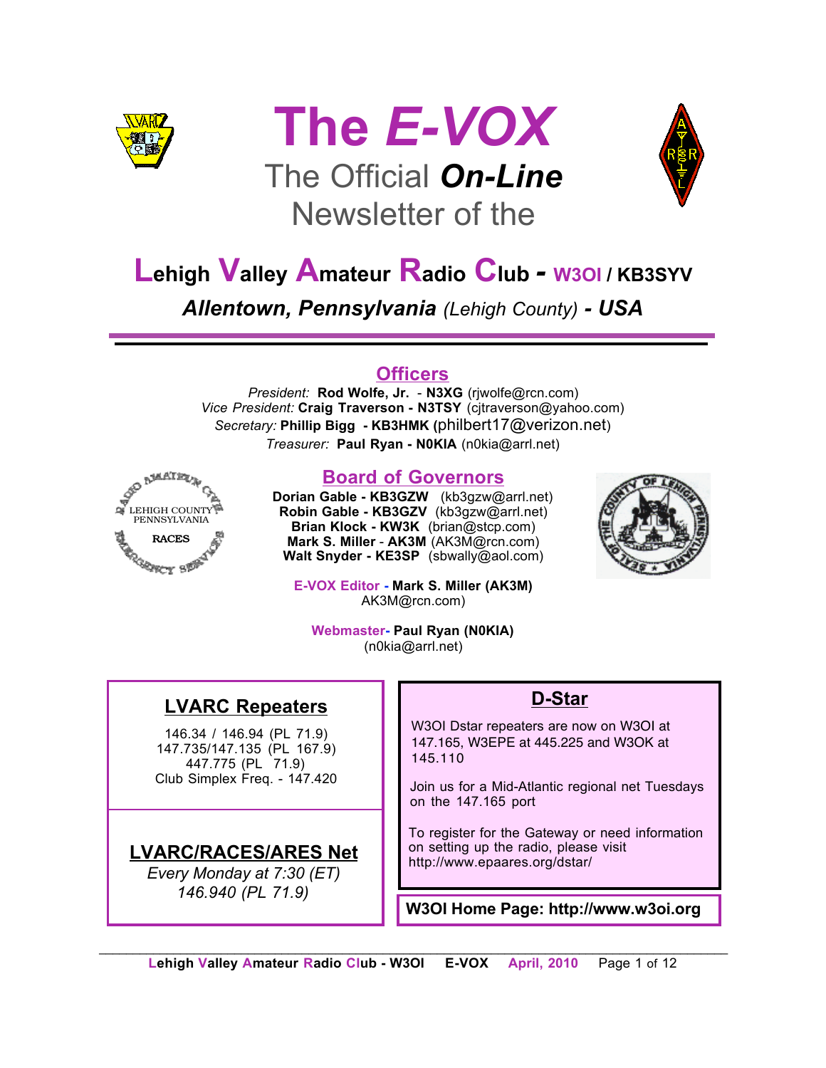# The *E-VOX*

The Official ***On-Line*** Newsletter of the

## Lehigh Valley Amateur Radio Club - W3OI / KB3SYV

***Allentown, Pennsylvania** (Lehigh County) **- USA***

### Officers

*President:* **Rod Wolfe, Jr.** - **N3XG** (rjwolfe@rcn.com)
*Vice President:* **Craig Traverson - N3TSY** (cjtraverson@yahoo.com)
*Secretary:* **Phillip Bigg - KB3HMK** (philbert17@verizon.net)
*Treasurer:* **Paul Ryan - N0KIA** (n0kia@arrl.net)

### Board of Governors

**Dorian Gable - KB3GZW** (kb3gzw@arrl.net)
**Robin Gable - KB3GZV** (kb3gzw@arrl.net)
**Brian Klock - KW3K** (brian@stcp.com)
**Mark S. Miller - AK3M** (AK3M@rcn.com)
**Walt Snyder - KE3SP** (sbwally@aol.com)

**E-VOX Editor - Mark S. Miller (AK3M)**
AK3M@rcn.com)

**Webmaster- Paul Ryan (N0KIA)**
(n0kia@arrl.net)

### LVARC Repeaters

146.34 / 146.94 (PL 71.9)
147.735/147.135 (PL 167.9)
447.775 (PL 71.9)
Club Simplex Freq. - 147.420

### LVARC/RACES/ARES Net

*Every Monday at 7:30 (ET)*
*146.940 (PL 71.9)*

### D-Star

W3OI Dstar repeaters are now on W3OI at 147.165, W3EPE at 445.225 and W3OK at 145.110

Join us for a Mid-Atlantic regional net Tuesdays on the 147.165 port

To register for the Gateway or need information on setting up the radio, please visit http://www.epaares.org/dstar/

**W3OI Home Page: http://www.w3oi.org**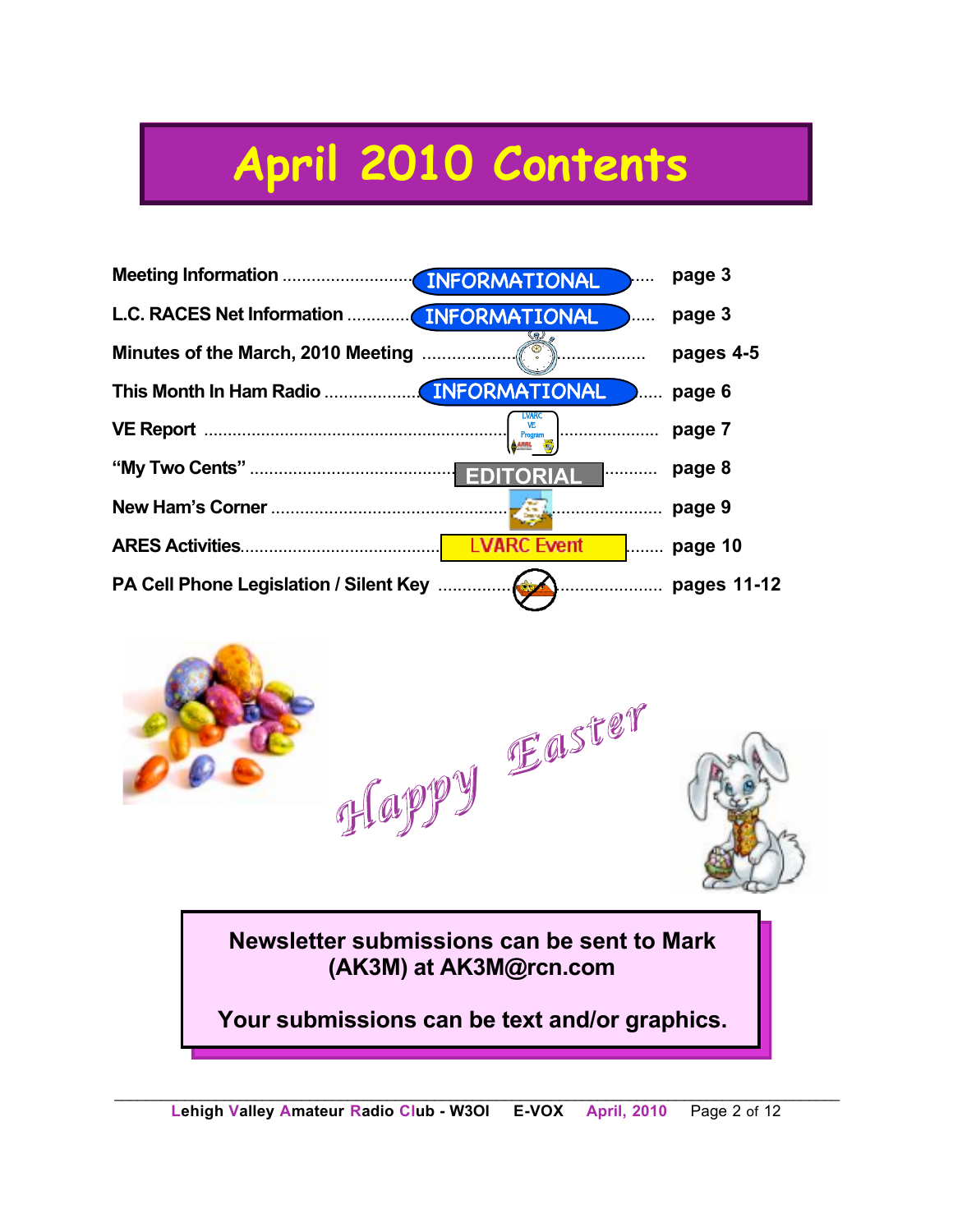# April 2010 Contents

| Section | Label | Page |
| --- | --- | --- |
| Meeting Information | INFORMATIONAL | page 3 |
| L.C. RACES Net Information | INFORMATIONAL | page 3 |
| Minutes of the March, 2010 Meeting | | pages 4-5 |
| This Month In Ham Radio | INFORMATIONAL | page 6 |
| VE Report | | page 7 |
| "My Two Cents" | EDITORIAL | page 8 |
| New Ham's Corner | | page 9 |
| ARES Activities | LVARC Event | page 10 |
| PA Cell Phone Legislation / Silent Key | | pages 11-12 |

*Happy Easter*

**Newsletter submissions can be sent to Mark (AK3M) at AK3M@rcn.com**

**Your submissions can be text and/or graphics.**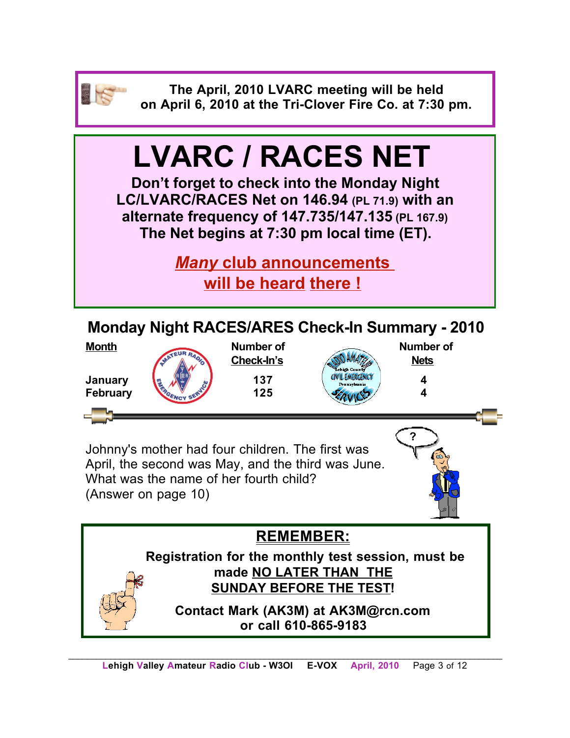**The April, 2010 LVARC meeting will be held on April 6, 2010 at the Tri-Clover Fire Co. at 7:30 pm.**

# LVARC / RACES NET

**Don't forget to check into the Monday Night LC/LVARC/RACES Net on 146.94 (PL 71.9) with an alternate frequency of 147.735/147.135 (PL 167.9) The Net begins at 7:30 pm local time (ET).**

***Many* club announcements will be heard there !**

## Monday Night RACES/ARES Check-In Summary - 2010

| Month | Number of Check-In's | Number of Nets |
|---|---|---|
| January | 137 | 4 |
| February | 125 | 4 |

Johnny's mother had four children. The first was April, the second was May, and the third was June. What was the name of her fourth child? (Answer on page 10)

## REMEMBER:

**Registration for the monthly test session, must be made NO LATER THAN THE SUNDAY BEFORE THE TEST!**

**Contact Mark (AK3M) at AK3M@rcn.com or call 610-865-9183**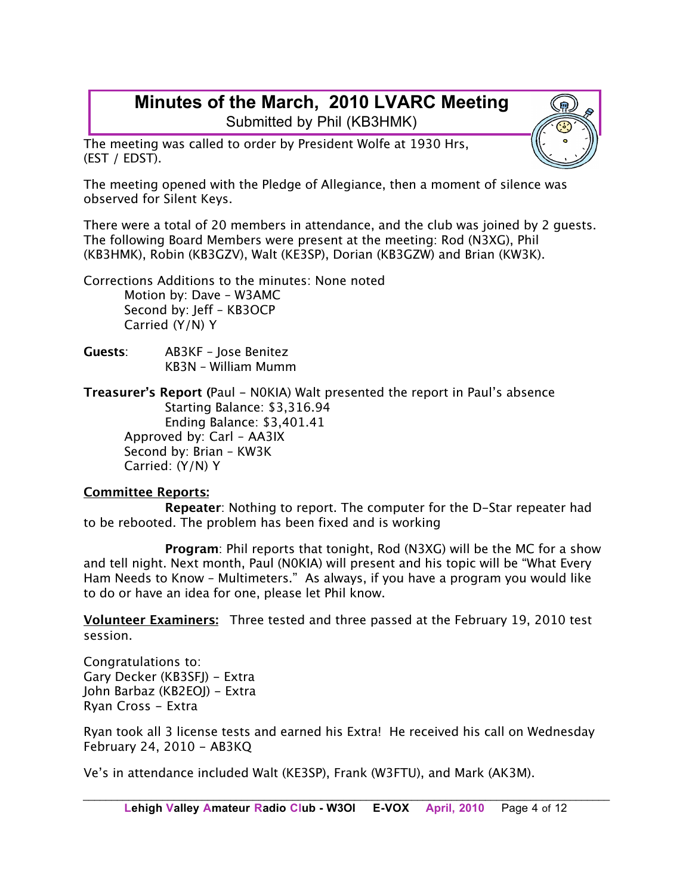# Minutes of the March, 2010 LVARC Meeting

Submitted by Phil (KB3HMK)

The meeting was called to order by President Wolfe at 1930 Hrs, (EST / EDST).

The meeting opened with the Pledge of Allegiance, then a moment of silence was observed for Silent Keys.

There were a total of 20 members in attendance, and the club was joined by 2 guests. The following Board Members were present at the meeting: Rod (N3XG), Phil (KB3HMK), Robin (KB3GZV), Walt (KE3SP), Dorian (KB3GZW) and Brian (KW3K).

Corrections Additions to the minutes: None noted
Motion by: Dave – W3AMC
Second by: Jeff – KB3OCP
Carried (Y/N) Y

**Guests**: AB3KF – Jose Benitez
KB3N – William Mumm

**Treasurer's Report (**Paul – N0KIA) Walt presented the report in Paul's absence
Starting Balance: $3,316.94
Ending Balance: $3,401.41
Approved by: Carl – AA3IX
Second by: Brian – KW3K
Carried: (Y/N) Y

**Committee Reports:**

**Repeater**: Nothing to report. The computer for the D-Star repeater had to be rebooted. The problem has been fixed and is working

**Program**: Phil reports that tonight, Rod (N3XG) will be the MC for a show and tell night. Next month, Paul (N0KIA) will present and his topic will be "What Every Ham Needs to Know – Multimeters." As always, if you have a program you would like to do or have an idea for one, please let Phil know.

**Volunteer Examiners:** Three tested and three passed at the February 19, 2010 test session.

Congratulations to:
Gary Decker (KB3SFJ) – Extra
John Barbaz (KB2EOJ) – Extra
Ryan Cross – Extra

Ryan took all 3 license tests and earned his Extra! He received his call on Wednesday February 24, 2010 – AB3KQ

Ve's in attendance included Walt (KE3SP), Frank (W3FTU), and Mark (AK3M).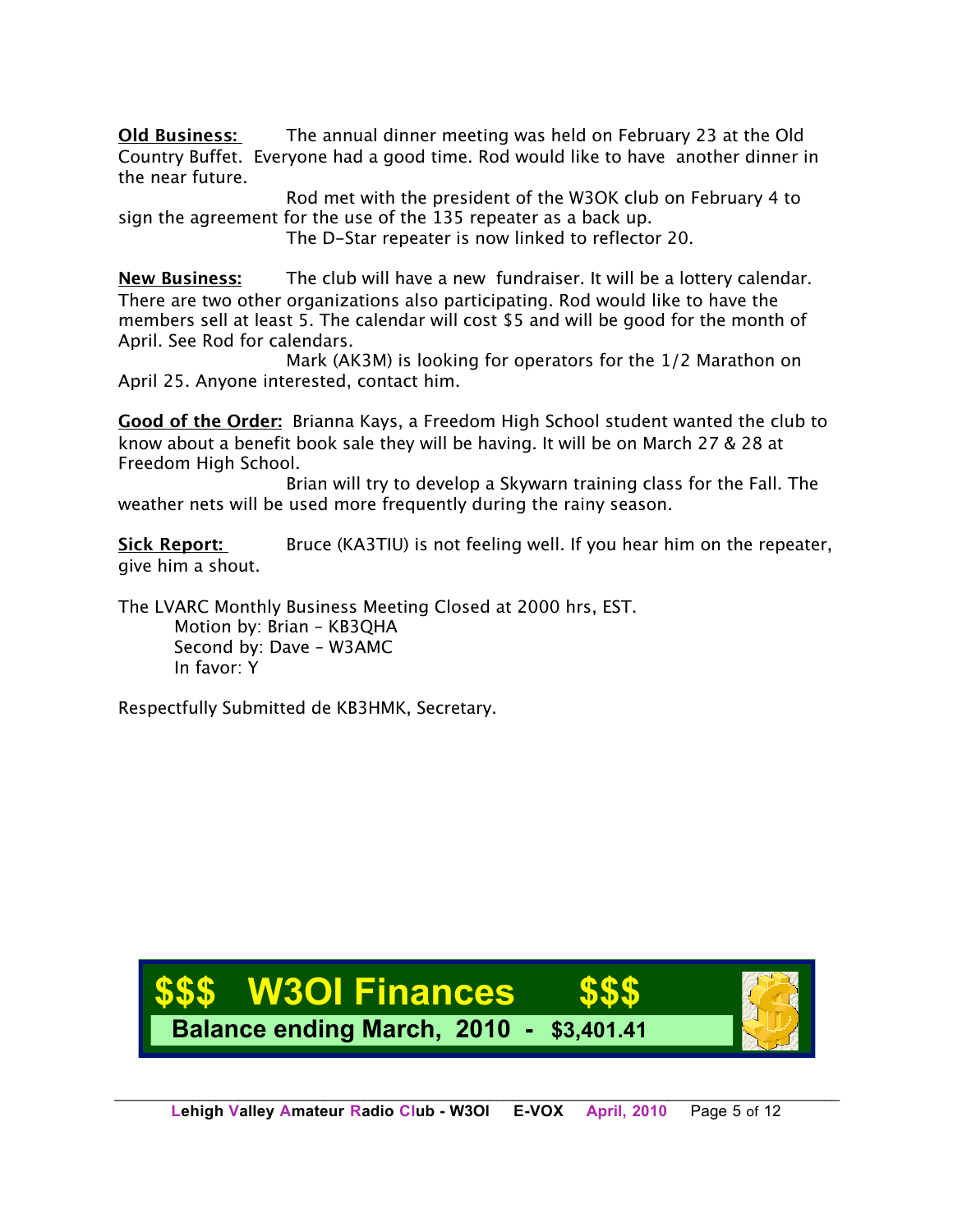**Old Business:** The annual dinner meeting was held on February 23 at the Old Country Buffet. Everyone had a good time. Rod would like to have another dinner in the near future.

Rod met with the president of the W3OK club on February 4 to sign the agreement for the use of the 135 repeater as a back up.

The D-Star repeater is now linked to reflector 20.

**New Business:** The club will have a new fundraiser. It will be a lottery calendar. There are two other organizations also participating. Rod would like to have the members sell at least 5. The calendar will cost $5 and will be good for the month of April. See Rod for calendars.

Mark (AK3M) is looking for operators for the 1/2 Marathon on April 25. Anyone interested, contact him.

**Good of the Order:** Brianna Kays, a Freedom High School student wanted the club to know about a benefit book sale they will be having. It will be on March 27 & 28 at Freedom High School.

Brian will try to develop a Skywarn training class for the Fall. The weather nets will be used more frequently during the rainy season.

**Sick Report:** Bruce (KA3TIU) is not feeling well. If you hear him on the repeater, give him a shout.

The LVARC Monthly Business Meeting Closed at 2000 hrs, EST.
Motion by: Brian - KB3QHA
Second by: Dave - W3AMC
In favor: Y

Respectfully Submitted de KB3HMK, Secretary.

## $$$ W3OI Finances $$$

**Balance ending March, 2010 - $3,401.41**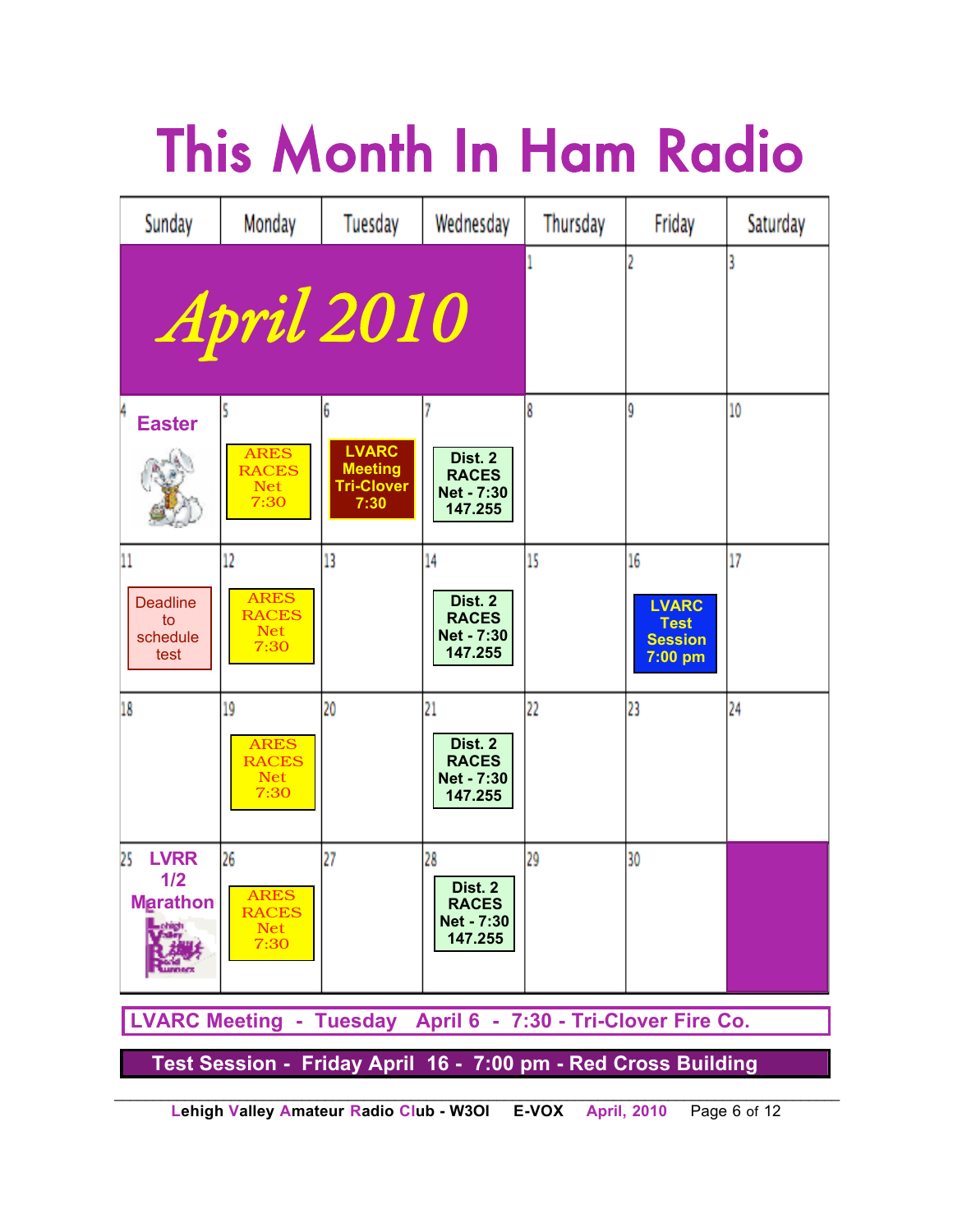# This Month In Ham Radio

| Sunday | Monday | Tuesday | Wednesday | Thursday | Friday | Saturday |
|---|---|---|---|---|---|---|
| *April 2010* | | | | 1 | 2 | 3 |
| 4 Easter | 5 ARES RACES Net 7:30 | 6 LVARC Meeting Tri-Clover 7:30 | 7 Dist. 2 RACES Net - 7:30 147.255 | 8 | 9 | 10 |
| 11 Deadline to schedule test | 12 ARES RACES Net 7:30 | 13 | 14 Dist. 2 RACES Net - 7:30 147.255 | 15 | 16 LVARC Test Session 7:00 pm | 17 |
| 18 | 19 ARES RACES Net 7:30 | 20 | 21 Dist. 2 RACES Net - 7:30 147.255 | 22 | 23 | 24 |
| 25 LVRR 1/2 Marathon | 26 ARES RACES Net 7:30 | 27 | 28 Dist. 2 RACES Net - 7:30 147.255 | 29 | 30 | |

**LVARC Meeting - Tuesday April 6 - 7:30 - Tri-Clover Fire Co.**

**Test Session - Friday April 16 - 7:00 pm - Red Cross Building**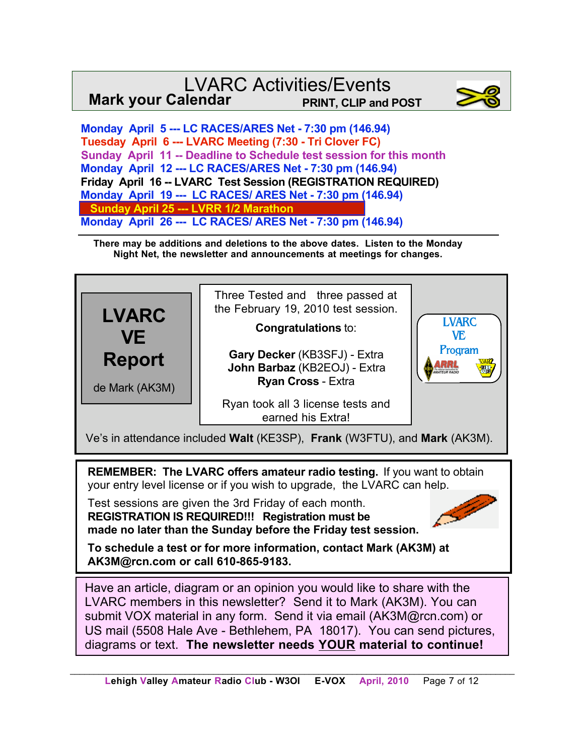# LVARC Activities/Events

**Mark your Calendar** **PRINT, CLIP and POST**

**Monday April 5 --- LC RACES/ARES Net - 7:30 pm (146.94)**
**Tuesday April 6 --- LVARC Meeting (7:30 - Tri Clover FC)**
**Sunday April 11 -- Deadline to Schedule test session for this month**
**Monday April 12 --- LC RACES/ARES Net - 7:30 pm (146.94)**
**Friday April 16 -- LVARC Test Session (REGISTRATION REQUIRED)**
**Monday April 19 --- LC RACES/ ARES Net - 7:30 pm (146.94)**
**Sunday April 25 --- LVRR 1/2 Marathon**
**Monday April 26 --- LC RACES/ ARES Net - 7:30 pm (146.94)**

**There may be additions and deletions to the above dates. Listen to the Monday Night Net, the newsletter and announcements at meetings for changes.**

## LVARC VE Report

de Mark (AK3M)

Three Tested and three passed at the February 19, 2010 test session.

**Congratulations** to:

**Gary Decker** (KB3SFJ) - Extra
**John Barbaz** (KB2EOJ) - Extra
**Ryan Cross** - Extra

Ryan took all 3 license tests and earned his Extra!

LVARC VE Program

Ve's in attendance included **Walt** (KE3SP), **Frank** (W3FTU), and **Mark** (AK3M).

**REMEMBER: The LVARC offers amateur radio testing.** If you want to obtain your entry level license or if you wish to upgrade, the LVARC can help.

Test sessions are given the 3rd Friday of each month.
**REGISTRATION IS REQUIRED!!! Registration must be made no later than the Sunday before the Friday test session.**

**To schedule a test or for more information, contact Mark (AK3M) at AK3M@rcn.com or call 610-865-9183.**

Have an article, diagram or an opinion you would like to share with the LVARC members in this newsletter? Send it to Mark (AK3M). You can submit VOX material in any form. Send it via email (AK3M@rcn.com) or US mail (5508 Hale Ave - Bethlehem, PA 18017). You can send pictures, diagrams or text. **The newsletter needs YOUR material to continue!**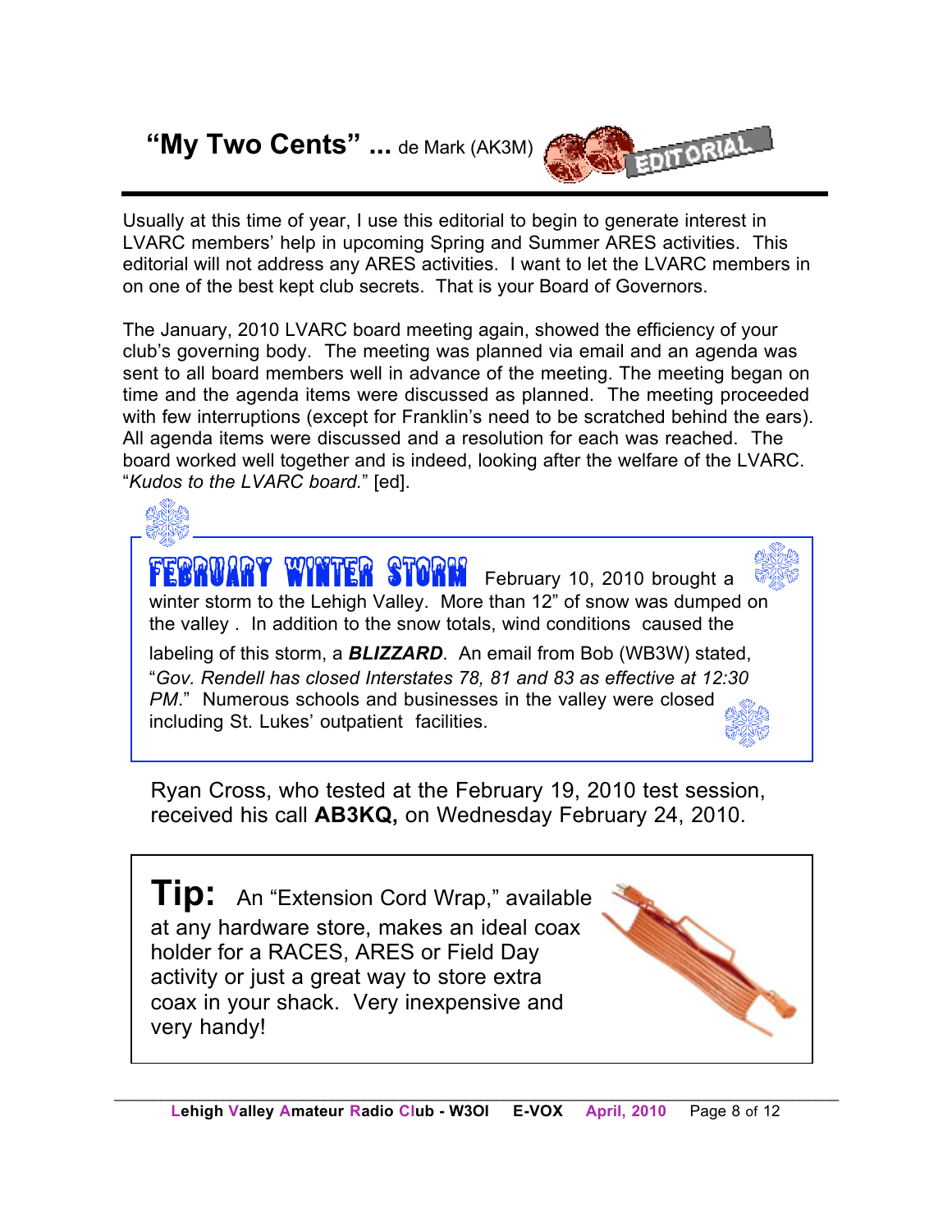## "My Two Cents" ... de Mark (AK3M)

EDITORIAL

Usually at this time of year, I use this editorial to begin to generate interest in LVARC members' help in upcoming Spring and Summer ARES activities. This editorial will not address any ARES activities. I want to let the LVARC members in on one of the best kept club secrets. That is your Board of Governors.

The January, 2010 LVARC board meeting again, showed the efficiency of your club's governing body. The meeting was planned via email and an agenda was sent to all board members well in advance of the meeting. The meeting began on time and the agenda items were discussed as planned. The meeting proceeded with few interruptions (except for Franklin's need to be scratched behind the ears). All agenda items were discussed and a resolution for each was reached. The board worked well together and is indeed, looking after the welfare of the LVARC. "*Kudos to the LVARC board.*" [ed].

### FEBRUARY WINTER STORM

February 10, 2010 brought a winter storm to the Lehigh Valley. More than 12" of snow was dumped on the valley . In addition to the snow totals, wind conditions caused the labeling of this storm, a ***BLIZZARD***. An email from Bob (WB3W) stated, "*Gov. Rendell has closed Interstates 78, 81 and 83 as effective at 12:30 PM*." Numerous schools and businesses in the valley were closed including St. Lukes' outpatient facilities.

Ryan Cross, who tested at the February 19, 2010 test session, received his call **AB3KQ,** on Wednesday February 24, 2010.

**Tip:** An "Extension Cord Wrap," available at any hardware store, makes an ideal coax holder for a RACES, ARES or Field Day activity or just a great way to store extra coax in your shack. Very inexpensive and very handy!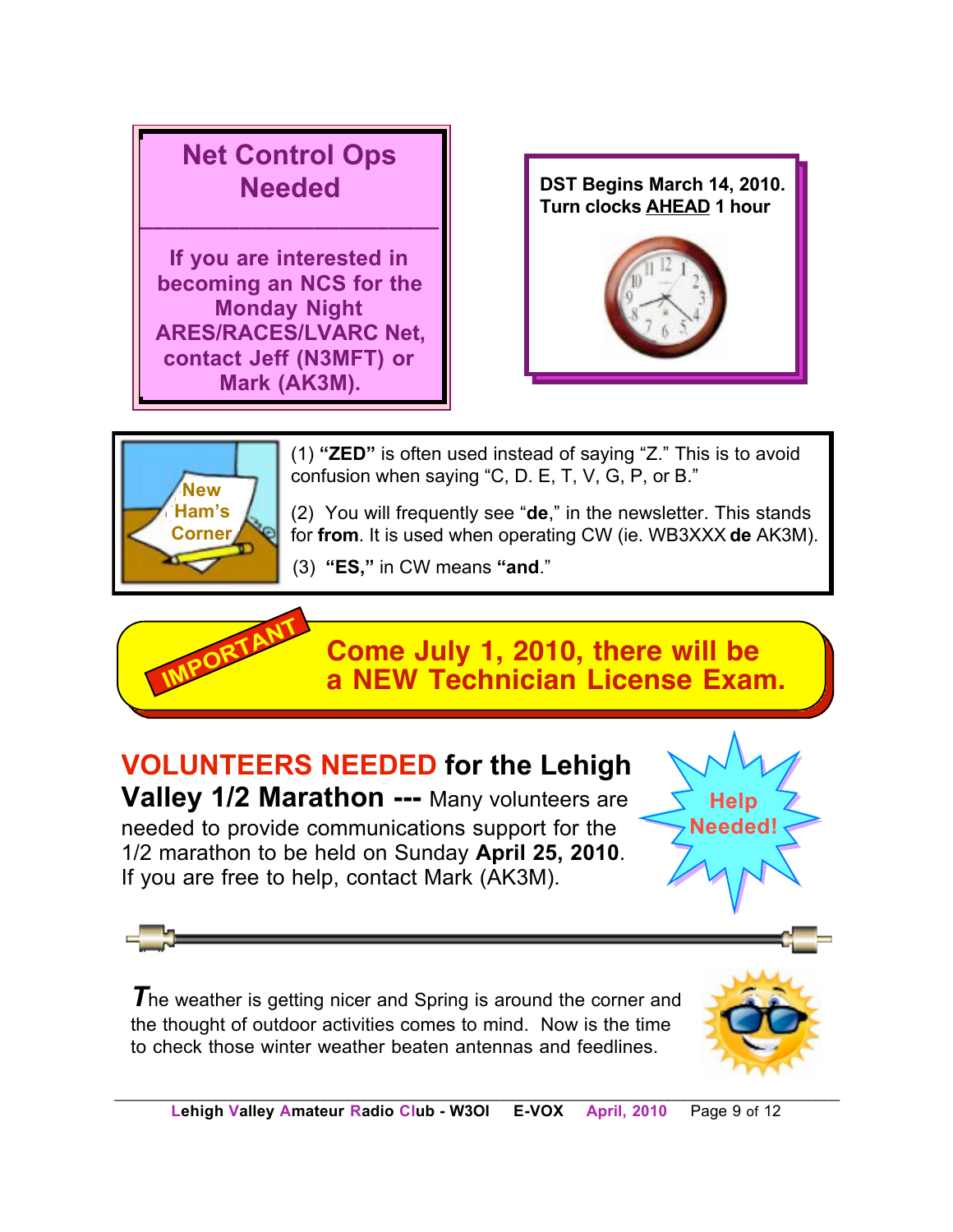## Net Control Ops Needed

**If you are interested in becoming an NCS for the Monday Night ARES/RACES/LVARC Net, contact Jeff (N3MFT) or Mark (AK3M).**

**DST Begins March 14, 2010. Turn clocks AHEAD 1 hour**

**New Ham's Corner**

(1) **"ZED"** is often used instead of saying "Z." This is to avoid confusion when saying "C, D. E, T, V, G, P, or B."

(2) You will frequently see "**de**," in the newsletter. This stands for **from**. It is used when operating CW (ie. WB3XXX **de** AK3M).

(3) **"ES,"** in CW means **"and**."

**IMPORTANT**

**Come July 1, 2010, there will be a NEW Technician License Exam.**

## VOLUNTEERS NEEDED for the Lehigh Valley 1/2 Marathon ---

Many volunteers are needed to provide communications support for the 1/2 marathon to be held on Sunday **April 25, 2010**. If you are free to help, contact Mark (AK3M).

**Help Needed!**

***T***he weather is getting nicer and Spring is around the corner and the thought of outdoor activities comes to mind. Now is the time to check those winter weather beaten antennas and feedlines.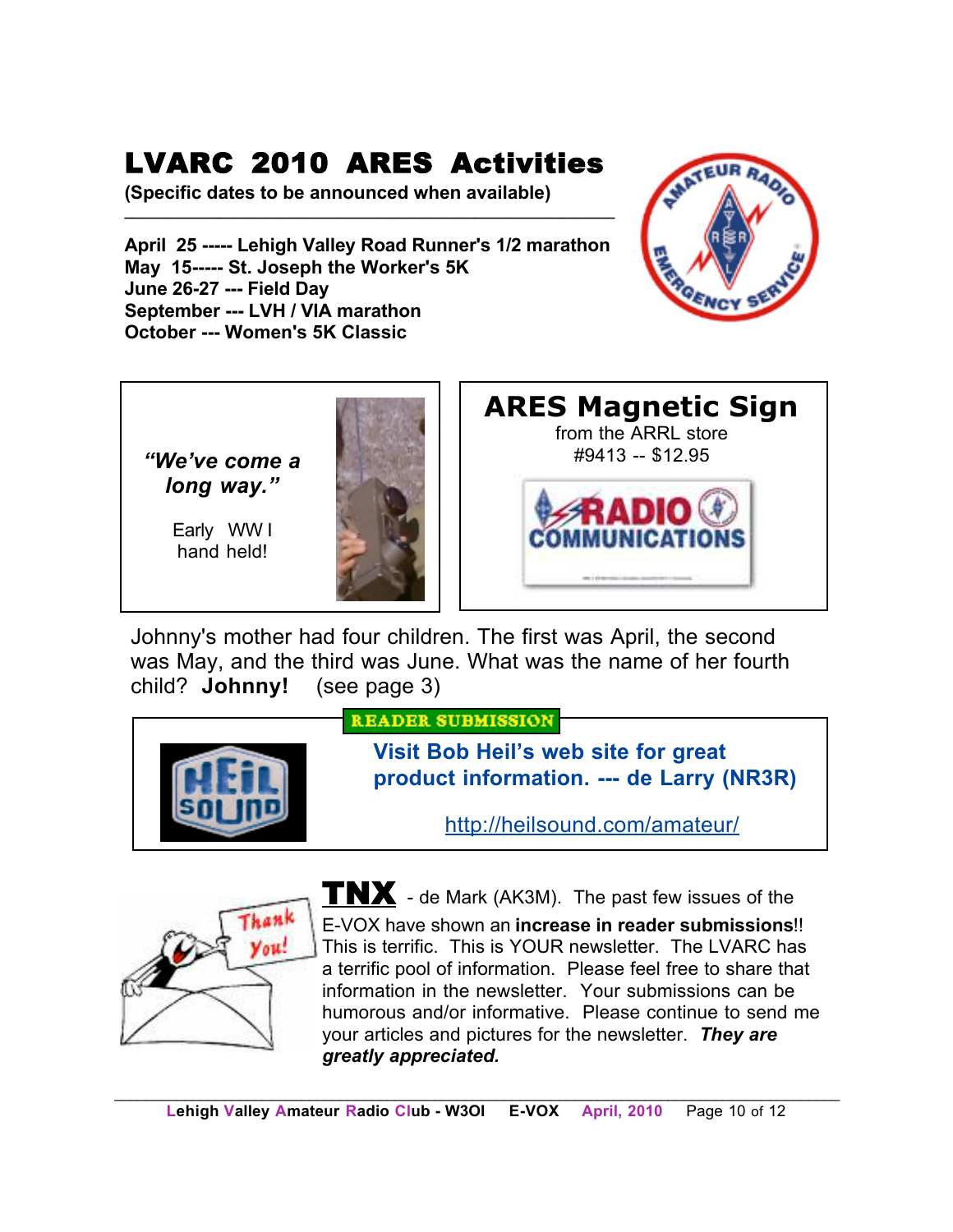# LVARC 2010 ARES Activities

**(Specific dates to be announced when available)**

**April 25 ----- Lehigh Valley Road Runner's 1/2 marathon**
**May 15----- St. Joseph the Worker's 5K**
**June 26-27 --- Field Day**
**September --- LVH / VIA marathon**
**October --- Women's 5K Classic**

***"We've come a long way."***

Early WW I hand held!

## ARES Magnetic Sign

from the ARRL store
#9413 -- $12.95

Johnny's mother had four children. The first was April, the second was May, and the third was June. What was the name of her fourth child? **Johnny!** (see page 3)

**READER SUBMISSION**

**Visit Bob Heil's web site for great product information. --- de Larry (NR3R)**

http://heilsound.com/amateur/

**TNX** - de Mark (AK3M). The past few issues of the E-VOX have shown an **increase in reader submissions**!! This is terrific. This is YOUR newsletter. The LVARC has a terrific pool of information. Please feel free to share that information in the newsletter. Your submissions can be humorous and/or informative. Please continue to send me your articles and pictures for the newsletter. ***They are greatly appreciated.***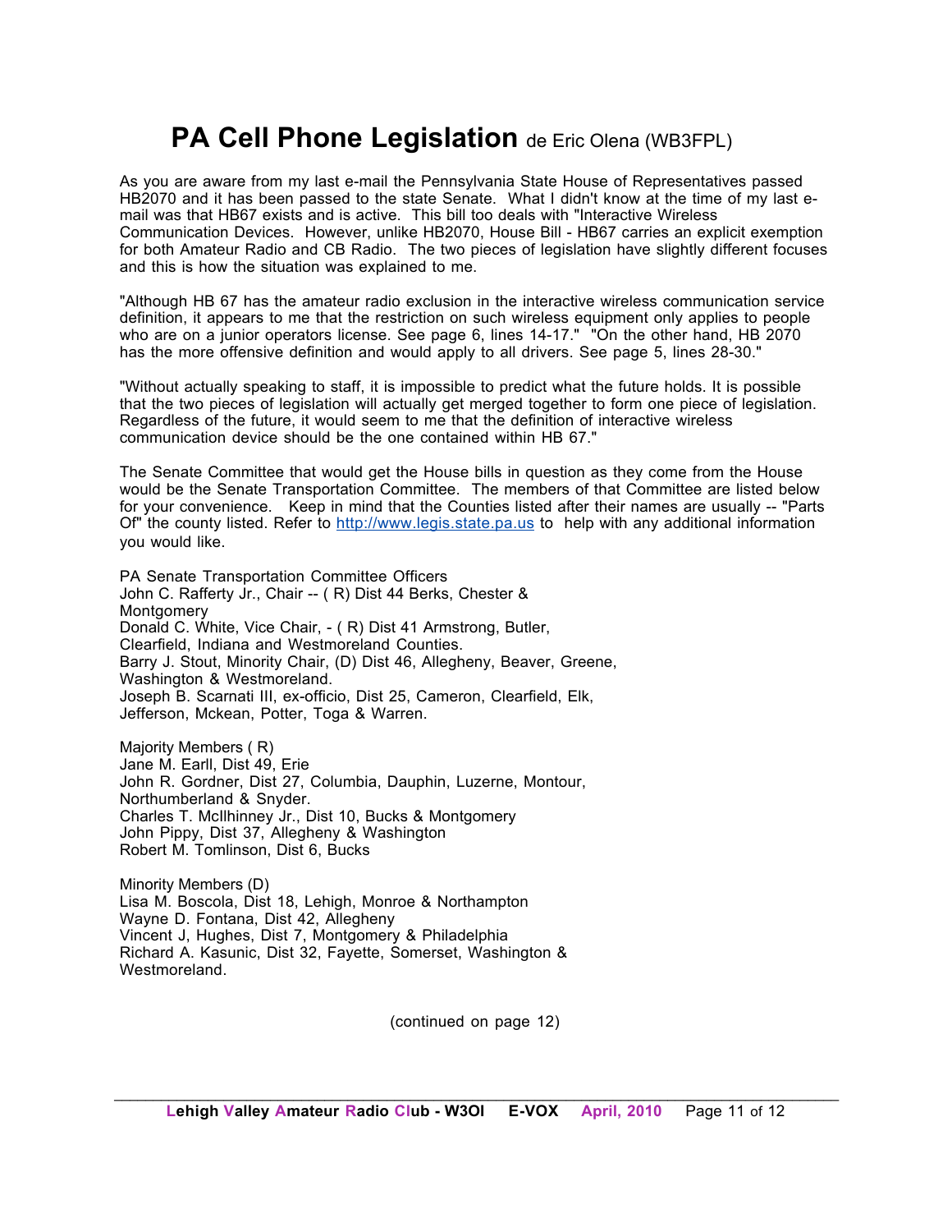# PA Cell Phone Legislation de Eric Olena (WB3FPL)

As you are aware from my last e-mail the Pennsylvania State House of Representatives passed HB2070 and it has been passed to the state Senate. What I didn't know at the time of my last e-mail was that HB67 exists and is active. This bill too deals with "Interactive Wireless Communication Devices. However, unlike HB2070, House Bill - HB67 carries an explicit exemption for both Amateur Radio and CB Radio. The two pieces of legislation have slightly different focuses and this is how the situation was explained to me.

"Although HB 67 has the amateur radio exclusion in the interactive wireless communication service definition, it appears to me that the restriction on such wireless equipment only applies to people who are on a junior operators license. See page 6, lines 14-17." "On the other hand, HB 2070 has the more offensive definition and would apply to all drivers. See page 5, lines 28-30."

"Without actually speaking to staff, it is impossible to predict what the future holds. It is possible that the two pieces of legislation will actually get merged together to form one piece of legislation. Regardless of the future, it would seem to me that the definition of interactive wireless communication device should be the one contained within HB 67."

The Senate Committee that would get the House bills in question as they come from the House would be the Senate Transportation Committee. The members of that Committee are listed below for your convenience. Keep in mind that the Counties listed after their names are usually -- "Parts Of" the county listed. Refer to http://www.legis.state.pa.us to help with any additional information you would like.

PA Senate Transportation Committee Officers
John C. Rafferty Jr., Chair -- ( R) Dist 44 Berks, Chester & Montgomery
Donald C. White, Vice Chair, - ( R) Dist 41 Armstrong, Butler, Clearfield, Indiana and Westmoreland Counties.
Barry J. Stout, Minority Chair, (D) Dist 46, Allegheny, Beaver, Greene, Washington & Westmoreland.
Joseph B. Scarnati III, ex-officio, Dist 25, Cameron, Clearfield, Elk, Jefferson, Mckean, Potter, Toga & Warren.

Majority Members ( R)
Jane M. Earll, Dist 49, Erie
John R. Gordner, Dist 27, Columbia, Dauphin, Luzerne, Montour, Northumberland & Snyder.
Charles T. McIlhinney Jr., Dist 10, Bucks & Montgomery
John Pippy, Dist 37, Allegheny & Washington
Robert M. Tomlinson, Dist 6, Bucks

Minority Members (D)
Lisa M. Boscola, Dist 18, Lehigh, Monroe & Northampton
Wayne D. Fontana, Dist 42, Allegheny
Vincent J, Hughes, Dist 7, Montgomery & Philadelphia
Richard A. Kasunic, Dist 32, Fayette, Somerset, Washington & Westmoreland.

(continued on page 12)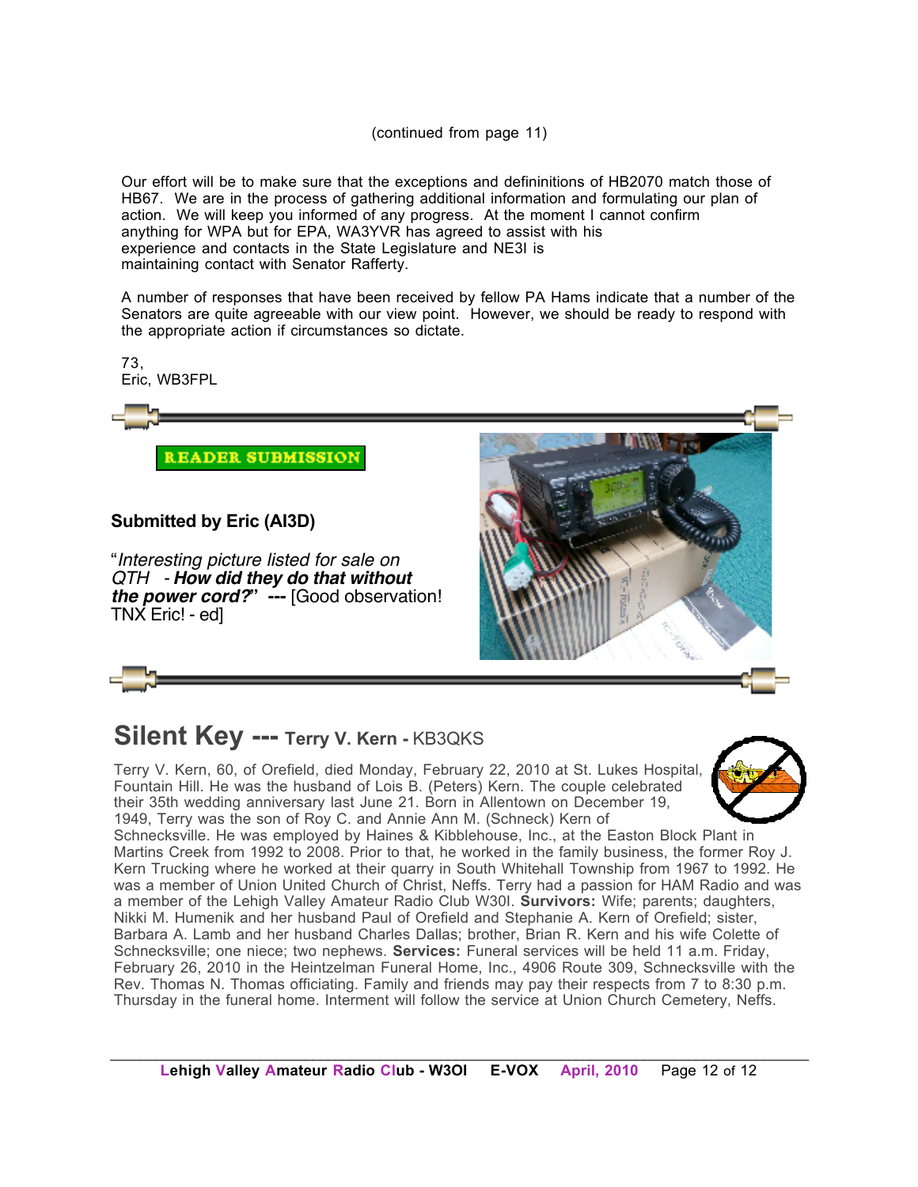(continued from page 11)

Our effort will be to make sure that the exceptions and defininitions of HB2070 match those of HB67. We are in the process of gathering additional information and formulating our plan of action. We will keep you informed of any progress. At the moment I cannot confirm anything for WPA but for EPA, WA3YVR has agreed to assist with his experience and contacts in the State Legislature and NE3I is maintaining contact with Senator Rafferty.

A number of responses that have been received by fellow PA Hams indicate that a number of the Senators are quite agreeable with our view point. However, we should be ready to respond with the appropriate action if circumstances so dictate.

73,
Eric, WB3FPL

READER SUBMISSION

**Submitted by Eric (AI3D)**

"*Interesting picture listed for sale on QTH - **How did they do that without the power cord?***" **---** [Good observation! TNX Eric! - ed]

## Silent Key --- Terry V. Kern - KB3QKS

Terry V. Kern, 60, of Orefield, died Monday, February 22, 2010 at St. Lukes Hospital, Fountain Hill. He was the husband of Lois B. (Peters) Kern. The couple celebrated their 35th wedding anniversary last June 21. Born in Allentown on December 19, 1949, Terry was the son of Roy C. and Annie Ann M. (Schneck) Kern of Schnecksville. He was employed by Haines & Kibblehouse, Inc., at the Easton Block Plant in Martins Creek from 1992 to 2008. Prior to that, he worked in the family business, the former Roy J. Kern Trucking where he worked at their quarry in South Whitehall Township from 1967 to 1992. He was a member of Union United Church of Christ, Neffs. Terry had a passion for HAM Radio and was a member of the Lehigh Valley Amateur Radio Club W3OI. **Survivors:** Wife; parents; daughters, Nikki M. Humenik and her husband Paul of Orefield and Stephanie A. Kern of Orefield; sister, Barbara A. Lamb and her husband Charles Dallas; brother, Brian R. Kern and his wife Colette of Schnecksville; one niece; two nephews. **Services:** Funeral services will be held 11 a.m. Friday, February 26, 2010 in the Heintzelman Funeral Home, Inc., 4906 Route 309, Schnecksville with the Rev. Thomas N. Thomas officiating. Family and friends may pay their respects from 7 to 8:30 p.m. Thursday in the funeral home. Interment will follow the service at Union Church Cemetery, Neffs.